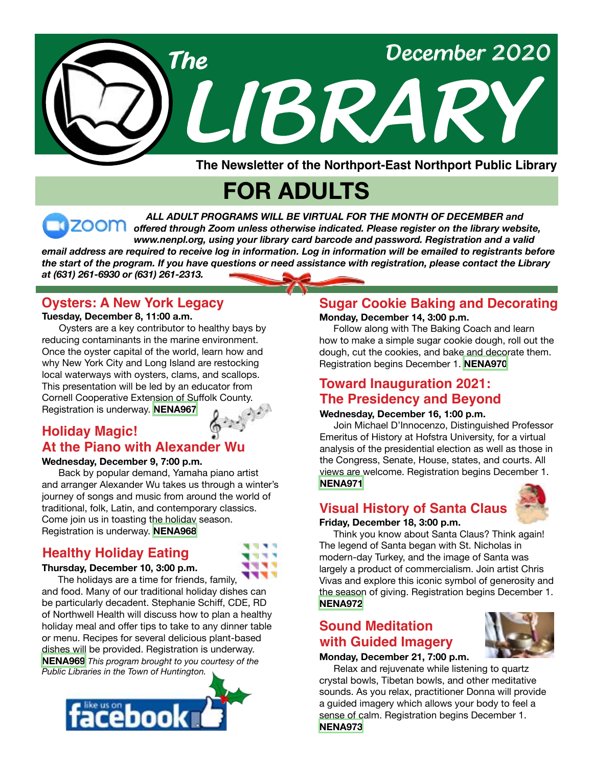# The LIBRARY

December 2020

**The Newsletter of the Northport-East Northport Public Library**

## FOR ADULTS

***ALL ADULT PROGRAMS WILL BE VIRTUAL FOR THE MONTH OF DECEMBER and offered through Zoom unless otherwise indicated. Please register on the library website, www.nenpl.org, using your library card barcode and password. Registration and a valid email address are required to receive log in information. Log in information will be emailed to registrants before the start of the program. If you have questions or need assistance with registration, please contact the Library at (631) 261-6930 or (631) 261-2313.***

### Oysters: A New York Legacy

**Tuesday, December 8, 11:00 a.m.**

Oysters are a key contributor to healthy bays by reducing contaminants in the marine environment. Once the oyster capital of the world, learn how and why New York City and Long Island are restocking local waterways with oysters, clams, and scallops. This presentation will be led by an educator from Cornell Cooperative Extension of Suffolk County. Registration is underway. **NENA967**

### Holiday Magic! At the Piano with Alexander Wu

**Wednesday, December 9, 7:00 p.m.**

Back by popular demand, Yamaha piano artist and arranger Alexander Wu takes us through a winter's journey of songs and music from around the world of traditional, folk, Latin, and contemporary classics. Come join us in toasting the holiday season. Registration is underway. **NENA968**

### Healthy Holiday Eating

**Thursday, December 10, 3:00 p.m.**

The holidays are a time for friends, family, and food. Many of our traditional holiday dishes can be particularly decadent. Stephanie Schiff, CDE, RD of Northwell Health will discuss how to plan a healthy holiday meal and offer tips to take to any dinner table or menu. Recipes for several delicious plant-based dishes will be provided. Registration is underway. **NENA969** *This program brought to you courtesy of the Public Libraries in the Town of Huntington.*

like us on facebook

### Sugar Cookie Baking and Decorating

**Monday, December 14, 3:00 p.m.**

Follow along with The Baking Coach and learn how to make a simple sugar cookie dough, roll out the dough, cut the cookies, and bake and decorate them. Registration begins December 1. **NENA970**

### Toward Inauguration 2021: The Presidency and Beyond

**Wednesday, December 16, 1:00 p.m.**

Join Michael D'Innocenzo, Distinguished Professor Emeritus of History at Hofstra University, for a virtual analysis of the presidential election as well as those in the Congress, Senate, House, states, and courts. All views are welcome. Registration begins December 1. **NENA971**

### Visual History of Santa Claus

**Friday, December 18, 3:00 p.m.**

Think you know about Santa Claus? Think again! The legend of Santa began with St. Nicholas in modern-day Turkey, and the image of Santa was largely a product of commercialism. Join artist Chris Vivas and explore this iconic symbol of generosity and the season of giving. Registration begins December 1. **NENA972**

### Sound Meditation with Guided Imagery

**Monday, December 21, 7:00 p.m.**

Relax and rejuvenate while listening to quartz crystal bowls, Tibetan bowls, and other meditative sounds. As you relax, practitioner Donna will provide a guided imagery which allows your body to feel a sense of calm. Registration begins December 1. **NENA973**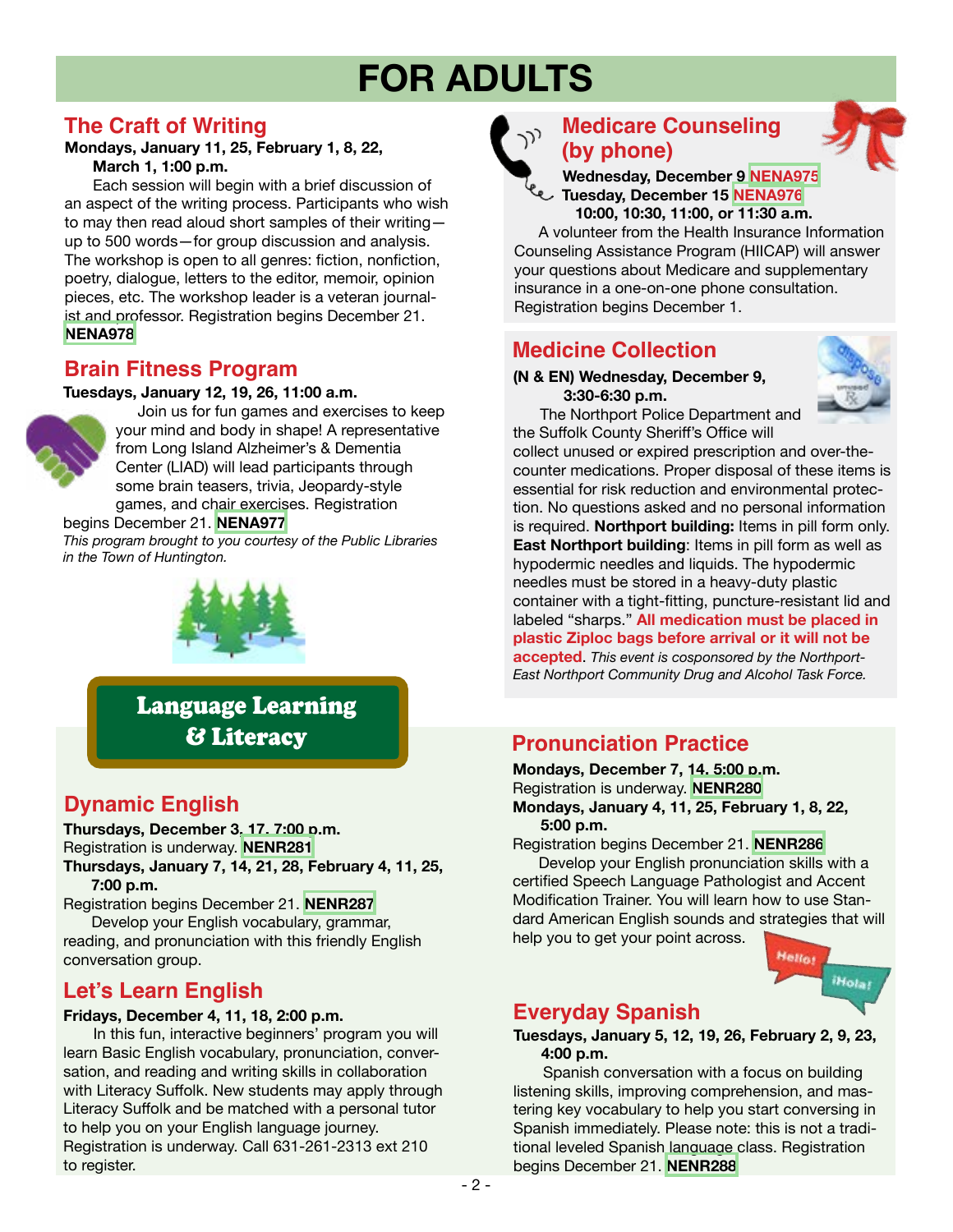# FOR ADULTS

## The Craft of Writing

**Mondays, January 11, 25, February 1, 8, 22, March 1, 1:00 p.m.**

Each session will begin with a brief discussion of an aspect of the writing process. Participants who wish to may then read aloud short samples of their writing—up to 500 words—for group discussion and analysis. The workshop is open to all genres: fiction, nonfiction, poetry, dialogue, letters to the editor, memoir, opinion pieces, etc. The workshop leader is a veteran journalist and professor. Registration begins December 21. **NENA978**

## Brain Fitness Program

**Tuesdays, January 12, 19, 26, 11:00 a.m.**

Join us for fun games and exercises to keep your mind and body in shape! A representative from Long Island Alzheimer's & Dementia Center (LIAD) will lead participants through some brain teasers, trivia, Jeopardy-style games, and chair exercises. Registration begins December 21. **NENA977**

*This program brought to you courtesy of the Public Libraries in the Town of Huntington.*

## Medicare Counseling (by phone)

**Wednesday, December 9 NENA975**
**Tuesday, December 15 NENA976**
**10:00, 10:30, 11:00, or 11:30 a.m.**

A volunteer from the Health Insurance Information Counseling Assistance Program (HIICAP) will answer your questions about Medicare and supplementary insurance in a one-on-one phone consultation. Registration begins December 1.

## Medicine Collection

**(N & EN) Wednesday, December 9, 3:30-6:30 p.m.**

The Northport Police Department and the Suffolk County Sheriff's Office will collect unused or expired prescription and over-the-counter medications. Proper disposal of these items is essential for risk reduction and environmental protection. No questions asked and no personal information is required. **Northport building:** Items in pill form only. **East Northport building**: Items in pill form as well as hypodermic needles and liquids. The hypodermic needles must be stored in a heavy-duty plastic container with a tight-fitting, puncture-resistant lid and labeled "sharps." **All medication must be placed in plastic Ziploc bags before arrival or it will not be accepted**. *This event is cosponsored by the Northport-East Northport Community Drug and Alcohol Task Force.*

# Language Learning & Literacy

## Dynamic English

**Thursdays, December 3, 17, 7:00 p.m.**
Registration is underway. **NENR281**
**Thursdays, January 7, 14, 21, 28, February 4, 11, 25, 7:00 p.m.**
Registration begins December 21. **NENR287**

Develop your English vocabulary, grammar, reading, and pronunciation with this friendly English conversation group.

## Let's Learn English

**Fridays, December 4, 11, 18, 2:00 p.m.**

In this fun, interactive beginners' program you will learn Basic English vocabulary, pronunciation, conversation, and reading and writing skills in collaboration with Literacy Suffolk. New students may apply through Literacy Suffolk and be matched with a personal tutor to help you on your English language journey. Registration is underway. Call 631-261-2313 ext 210 to register.

## Pronunciation Practice

**Mondays, December 7, 14, 5:00 p.m.**
Registration is underway. **NENR280**
**Mondays, January 4, 11, 25, February 1, 8, 22, 5:00 p.m.**
Registration begins December 21. **NENR286**

Develop your English pronunciation skills with a certified Speech Language Pathologist and Accent Modification Trainer. You will learn how to use Standard American English sounds and strategies that will help you to get your point across.

## Everyday Spanish

**Tuesdays, January 5, 12, 19, 26, February 2, 9, 23, 4:00 p.m.**

Spanish conversation with a focus on building listening skills, improving comprehension, and mastering key vocabulary to help you start conversing in Spanish immediately. Please note: this is not a traditional leveled Spanish language class. Registration begins December 21. **NENR288**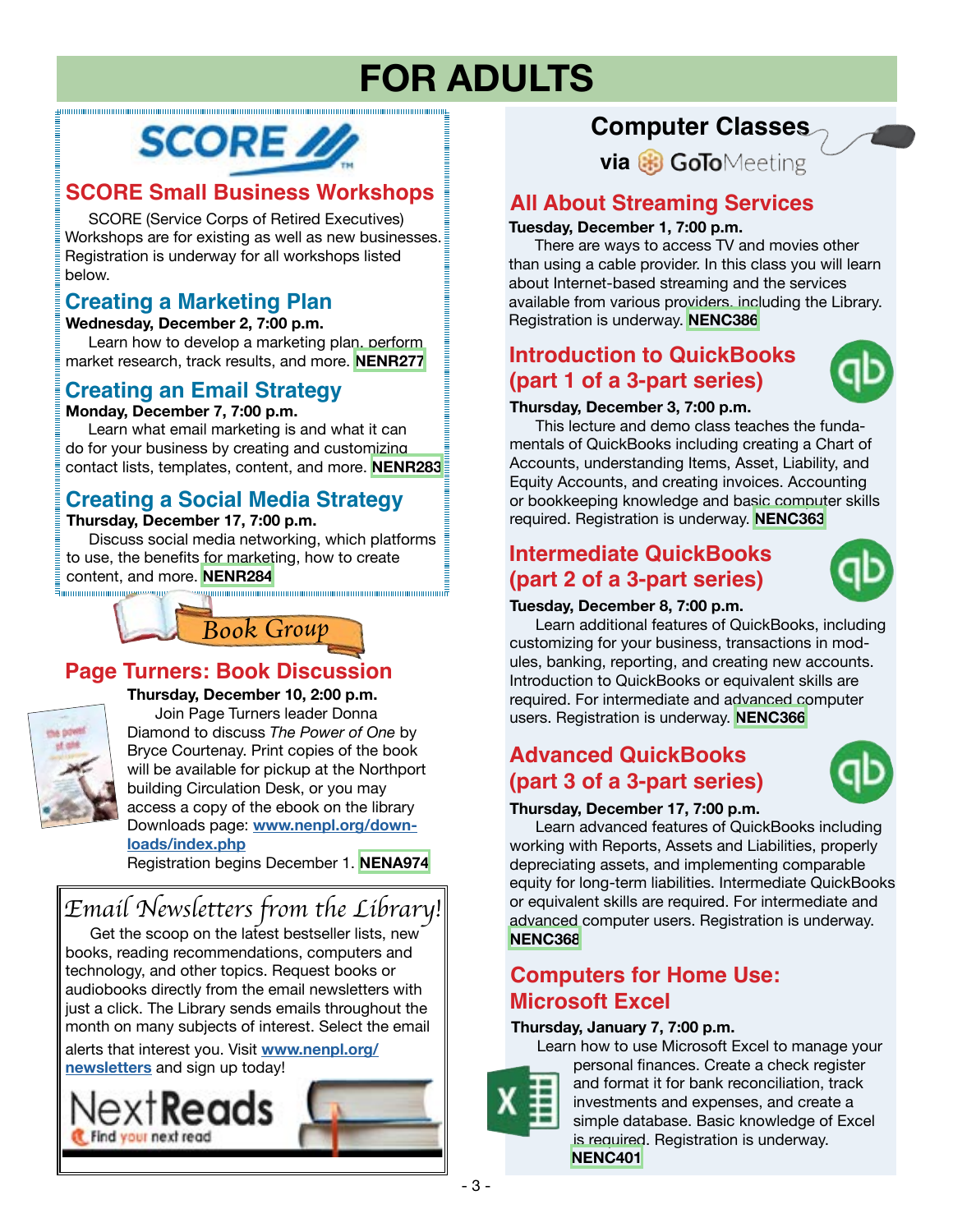# FOR ADULTS

## SCORE Small Business Workshops

SCORE (Service Corps of Retired Executives) Workshops are for existing as well as new businesses. Registration is underway for all workshops listed below.

### Creating a Marketing Plan

**Wednesday, December 2, 7:00 p.m.**

Learn how to develop a marketing plan, perform market research, track results, and more. **NENR277**

### Creating an Email Strategy

**Monday, December 7, 7:00 p.m.**

Learn what email marketing is and what it can do for your business by creating and customizing contact lists, templates, content, and more. **NENR283**

### Creating a Social Media Strategy

**Thursday, December 17, 7:00 p.m.**

Discuss social media networking, which platforms to use, the benefits for marketing, how to create content, and more. **NENR284**

Book Group

## Page Turners: Book Discussion

**Thursday, December 10, 2:00 p.m.**

Join Page Turners leader Donna Diamond to discuss *The Power of One* by Bryce Courtenay. Print copies of the book will be available for pickup at the Northport building Circulation Desk, or you may access a copy of the ebook on the library Downloads page: [www.nenpl.org/downloads/index.php](www.nenpl.org/downloads/index.php)

Registration begins December 1. **NENA974**

## *Email Newsletters from the Library!*

Get the scoop on the latest bestseller lists, new books, reading recommendations, computers and technology, and other topics. Request books or audiobooks directly from the email newsletters with just a click. The Library sends emails throughout the month on many subjects of interest. Select the email alerts that interest you. Visit [www.nenpl.org/newsletters](www.nenpl.org/newsletters) and sign up today!

NextReads — Find your next read

## Computer Classes via GoToMeeting

### All About Streaming Services

**Tuesday, December 1, 7:00 p.m.**

There are ways to access TV and movies other than using a cable provider. In this class you will learn about Internet-based streaming and the services available from various providers, including the Library. Registration is underway. **NENC386**

### Introduction to QuickBooks (part 1 of a 3-part series)

**Thursday, December 3, 7:00 p.m.**

This lecture and demo class teaches the fundamentals of QuickBooks including creating a Chart of Accounts, understanding Items, Asset, Liability, and Equity Accounts, and creating invoices. Accounting or bookkeeping knowledge and basic computer skills required. Registration is underway. **NENC363**

### Intermediate QuickBooks (part 2 of a 3-part series)

**Tuesday, December 8, 7:00 p.m.**

Learn additional features of QuickBooks, including customizing for your business, transactions in modules, banking, reporting, and creating new accounts. Introduction to QuickBooks or equivalent skills are required. For intermediate and advanced computer users. Registration is underway. **NENC366**

### Advanced QuickBooks (part 3 of a 3-part series)

**Thursday, December 17, 7:00 p.m.**

Learn advanced features of QuickBooks including working with Reports, Assets and Liabilities, properly depreciating assets, and implementing comparable equity for long-term liabilities. Intermediate QuickBooks or equivalent skills are required. For intermediate and advanced computer users. Registration is underway. **NENC368**

### Computers for Home Use: Microsoft Excel

**Thursday, January 7, 7:00 p.m.**

Learn how to use Microsoft Excel to manage your personal finances. Create a check register and format it for bank reconciliation, track investments and expenses, and create a simple database. Basic knowledge of Excel is required. Registration is underway. **NENC401**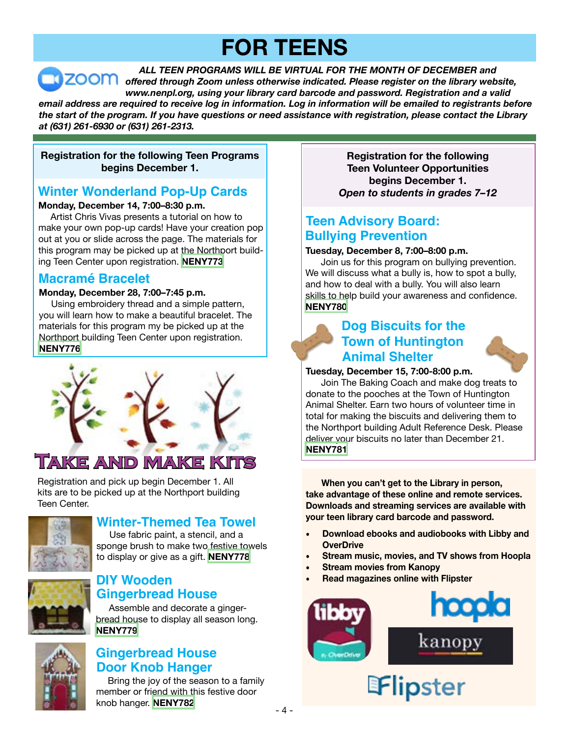# FOR TEENS

***ALL TEEN PROGRAMS WILL BE VIRTUAL FOR THE MONTH OF DECEMBER and offered through Zoom unless otherwise indicated. Please register on the library website, www.nenpl.org, using your library card barcode and password. Registration and a valid email address are required to receive log in information. Log in information will be emailed to registrants before the start of the program. If you have questions or need assistance with registration, please contact the Library at (631) 261-6930 or (631) 261-2313.***

**Registration for the following Teen Programs begins December 1.**

## Winter Wonderland Pop-Up Cards

**Monday, December 14, 7:00–8:30 p.m.**

Artist Chris Vivas presents a tutorial on how to make your own pop-up cards! Have your creation pop out at you or slide across the page. The materials for this program may be picked up at the Northport building Teen Center upon registration. **NENY773**

## Macramé Bracelet

**Monday, December 28, 7:00–7:45 p.m.**

Using embroidery thread and a simple pattern, you will learn how to make a beautiful bracelet. The materials for this program my be picked up at the Northport building Teen Center upon registration. **NENY776**

## Take and Make Kits

Registration and pick up begin December 1. All kits are to be picked up at the Northport building Teen Center.

### Winter-Themed Tea Towel

Use fabric paint, a stencil, and a sponge brush to make two festive towels to display or give as a gift. **NENY778**

### DIY Wooden Gingerbread House

Assemble and decorate a gingerbread house to display all season long. **NENY779**

### Gingerbread House Door Knob Hanger

Bring the joy of the season to a family member or friend with this festive door knob hanger. **NENY782**

**Registration for the following Teen Volunteer Opportunities begins December 1.**
***Open to students in grades 7–12***

## Teen Advisory Board: Bullying Prevention

**Tuesday, December 8, 7:00–8:00 p.m.**

Join us for this program on bullying prevention. We will discuss what a bully is, how to spot a bully, and how to deal with a bully. You will also learn skills to help build your awareness and confidence. **NENY780**

## Dog Biscuits for the Town of Huntington Animal Shelter

**Tuesday, December 15, 7:00-8:00 p.m.**

Join The Baking Coach and make dog treats to donate to the pooches at the Town of Huntington Animal Shelter. Earn two hours of volunteer time in total for making the biscuits and delivering them to the Northport building Adult Reference Desk. Please deliver your biscuits no later than December 21. **NENY781**

**When you can't get to the Library in person, take advantage of these online and remote services. Downloads and streaming services are available with your teen library card barcode and password.**

- **Download ebooks and audiobooks with Libby and OverDrive**
- **Stream music, movies, and TV shows from Hoopla**
- **Stream movies from Kanopy**
- **Read magazines online with Flipster**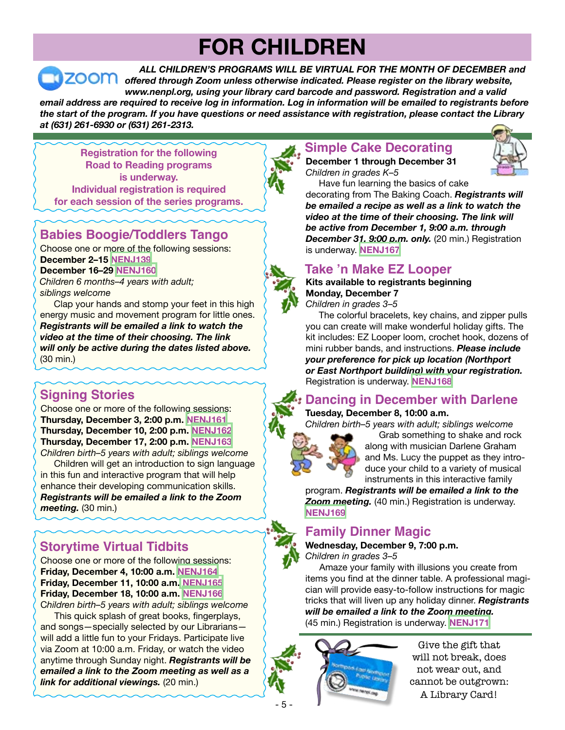# FOR CHILDREN

***ALL CHILDREN'S PROGRAMS WILL BE VIRTUAL FOR THE MONTH OF DECEMBER and offered through Zoom unless otherwise indicated. Please register on the library website, www.nenpl.org, using your library card barcode and password. Registration and a valid email address are required to receive log in information. Log in information will be emailed to registrants before the start of the program. If you have questions or need assistance with registration, please contact the Library at (631) 261-6930 or (631) 261-2313.***

**Registration for the following Road to Reading programs is underway. Individual registration is required for each session of the series programs.**

## Babies Boogie/Toddlers Tango

Choose one or more of the following sessions:
**December 2–15** **NENJ139**
**December 16–29** **NENJ160**
*Children 6 months–4 years with adult; siblings welcome*

Clap your hands and stomp your feet in this high energy music and movement program for little ones. ***Registrants will be emailed a link to watch the video at the time of their choosing. The link will only be active during the dates listed above.*** (30 min.)

## Signing Stories

Choose one or more of the following sessions:
**Thursday, December 3, 2:00 p.m.** **NENJ161**
**Thursday, December 10, 2:00 p.m.** **NENJ162**
**Thursday, December 17, 2:00 p.m.** **NENJ163**
*Children birth–5 years with adult; siblings welcome*

Children will get an introduction to sign language in this fun and interactive program that will help enhance their developing communication skills. ***Registrants will be emailed a link to the Zoom meeting.*** (30 min.)

## Storytime Virtual Tidbits

Choose one or more of the following sessions:
**Friday, December 4, 10:00 a.m.** **NENJ164**
**Friday, December 11, 10:00 a.m.** **NENJ165**
**Friday, December 18, 10:00 a.m.** **NENJ166**
*Children birth–5 years with adult; siblings welcome*

This quick splash of great books, fingerplays, and songs—specially selected by our Librarians—will add a little fun to your Fridays. Participate live via Zoom at 10:00 a.m. Friday, or watch the video anytime through Sunday night. ***Registrants will be emailed a link to the Zoom meeting as well as a link for additional viewings.*** (20 min.)

## Simple Cake Decorating

**December 1 through December 31**
*Children in grades K–5*

Have fun learning the basics of cake decorating from The Baking Coach. ***Registrants will be emailed a recipe as well as a link to watch the video at the time of their choosing. The link will be active from December 1, 9:00 a.m. through December 31, 9:00 p.m. only.*** (20 min.) Registration is underway. **NENJ167**

## Take 'n Make EZ Looper

**Kits available to registrants beginning Monday, December 7**
*Children in grades 3–5*

The colorful bracelets, key chains, and zipper pulls you can create will make wonderful holiday gifts. The kit includes: EZ Looper loom, crochet hook, dozens of mini rubber bands, and instructions. ***Please include your preference for pick up location (Northport or East Northport building) with your registration.*** Registration is underway. **NENJ168**

## Dancing in December with Darlene

**Tuesday, December 8, 10:00 a.m.**
*Children birth–5 years with adult; siblings welcome*

Grab something to shake and rock along with musician Darlene Graham and Ms. Lucy the puppet as they introduce your child to a variety of musical instruments in this interactive family program. ***Registrants will be emailed a link to the Zoom meeting.*** (40 min.) Registration is underway. **NENJ169**

## Family Dinner Magic

**Wednesday, December 9, 7:00 p.m.**
*Children in grades 3–5*

Amaze your family with illusions you create from items you find at the dinner table. A professional magician will provide easy-to-follow instructions for magic tricks that will liven up any holiday dinner. ***Registrants will be emailed a link to the Zoom meeting.*** (45 min.) Registration is underway. **NENJ171**

Give the gift that will not break, does not wear out, and cannot be outgrown: A Library Card!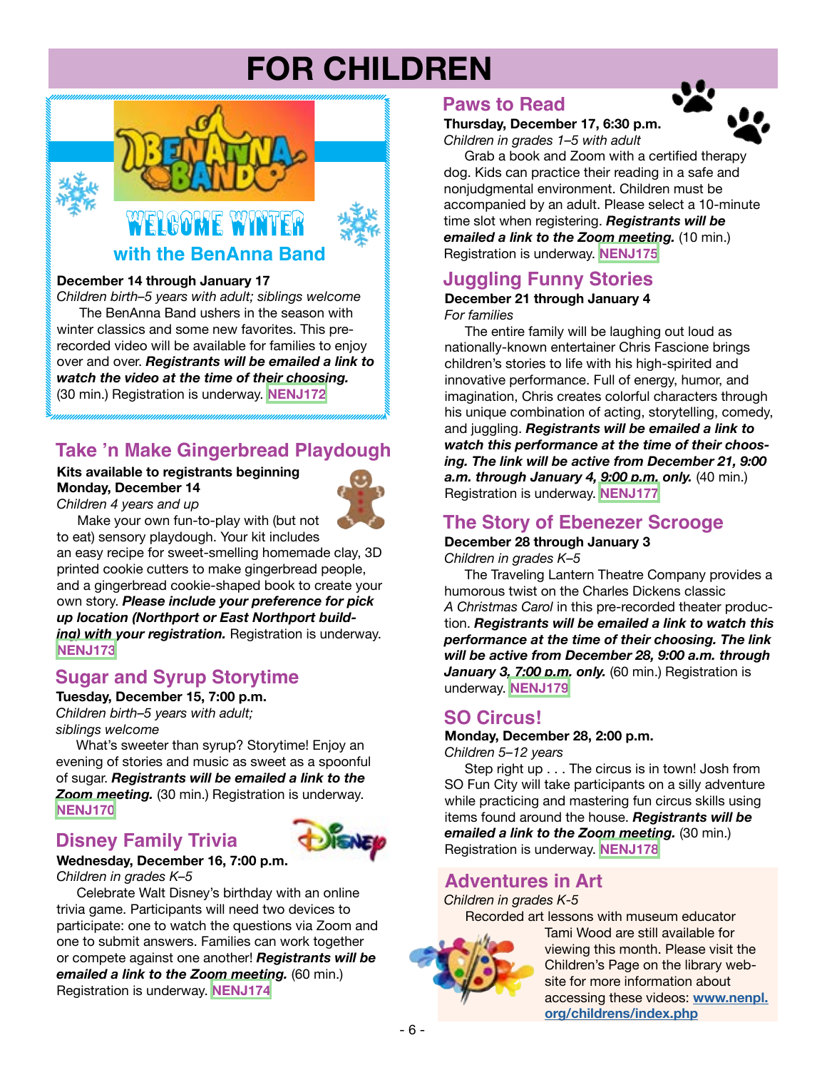# FOR CHILDREN

## WELCOME WINTER with the BenAnna Band

**December 14 through January 17**
*Children birth–5 years with adult; siblings welcome*

The BenAnna Band ushers in the season with winter classics and some new favorites. This pre-recorded video will be available for families to enjoy over and over. ***Registrants will be emailed a link to watch the video at the time of their choosing.*** (30 min.) Registration is underway. **NENJ172**

## Take 'n Make Gingerbread Playdough

**Kits available to registrants beginning Monday, December 14**
*Children 4 years and up*

Make your own fun-to-play with (but not to eat) sensory playdough. Your kit includes an easy recipe for sweet-smelling homemade clay, 3D printed cookie cutters to make gingerbread people, and a gingerbread cookie-shaped book to create your own story. ***Please include your preference for pick up location (Northport or East Northport building) with your registration.*** Registration is underway. **NENJ173**

## Sugar and Syrup Storytime

**Tuesday, December 15, 7:00 p.m.**
*Children birth–5 years with adult; siblings welcome*

What's sweeter than syrup? Storytime! Enjoy an evening of stories and music as sweet as a spoonful of sugar. ***Registrants will be emailed a link to the Zoom meeting.*** (30 min.) Registration is underway. **NENJ170**

## Disney Family Trivia

**Wednesday, December 16, 7:00 p.m.**
*Children in grades K–5*

Celebrate Walt Disney's birthday with an online trivia game. Participants will need two devices to participate: one to watch the questions via Zoom and one to submit answers. Families can work together or compete against one another! ***Registrants will be emailed a link to the Zoom meeting.*** (60 min.) Registration is underway. **NENJ174**

## Paws to Read

**Thursday, December 17, 6:30 p.m.**
*Children in grades 1–5 with adult*

Grab a book and Zoom with a certified therapy dog. Kids can practice their reading in a safe and nonjudgmental environment. Children must be accompanied by an adult. Please select a 10-minute time slot when registering. ***Registrants will be emailed a link to the Zoom meeting.*** (10 min.) Registration is underway. **NENJ175**

## Juggling Funny Stories

**December 21 through January 4**
*For families*

The entire family will be laughing out loud as nationally-known entertainer Chris Fascione brings children's stories to life with his high-spirited and innovative performance. Full of energy, humor, and imagination, Chris creates colorful characters through his unique combination of acting, storytelling, comedy, and juggling. ***Registrants will be emailed a link to watch this performance at the time of their choosing. The link will be active from December 21, 9:00 a.m. through January 4, 9:00 p.m. only.*** (40 min.) Registration is underway. **NENJ177**

## The Story of Ebenezer Scrooge

**December 28 through January 3**
*Children in grades K–5*

The Traveling Lantern Theatre Company provides a humorous twist on the Charles Dickens classic *A Christmas Carol* in this pre-recorded theater production. ***Registrants will be emailed a link to watch this performance at the time of their choosing. The link will be active from December 28, 9:00 a.m. through January 3, 7:00 p.m. only.*** (60 min.) Registration is underway. **NENJ179**

## SO Circus!

**Monday, December 28, 2:00 p.m.**
*Children 5–12 years*

Step right up . . . The circus is in town! Josh from SO Fun City will take participants on a silly adventure while practicing and mastering fun circus skills using items found around the house. ***Registrants will be emailed a link to the Zoom meeting.*** (30 min.) Registration is underway. **NENJ178**

## Adventures in Art

*Children in grades K-5*

Recorded art lessons with museum educator Tami Wood are still available for viewing this month. Please visit the Children's Page on the library website for more information about accessing these videos: **www.nenpl.org/childrens/index.php**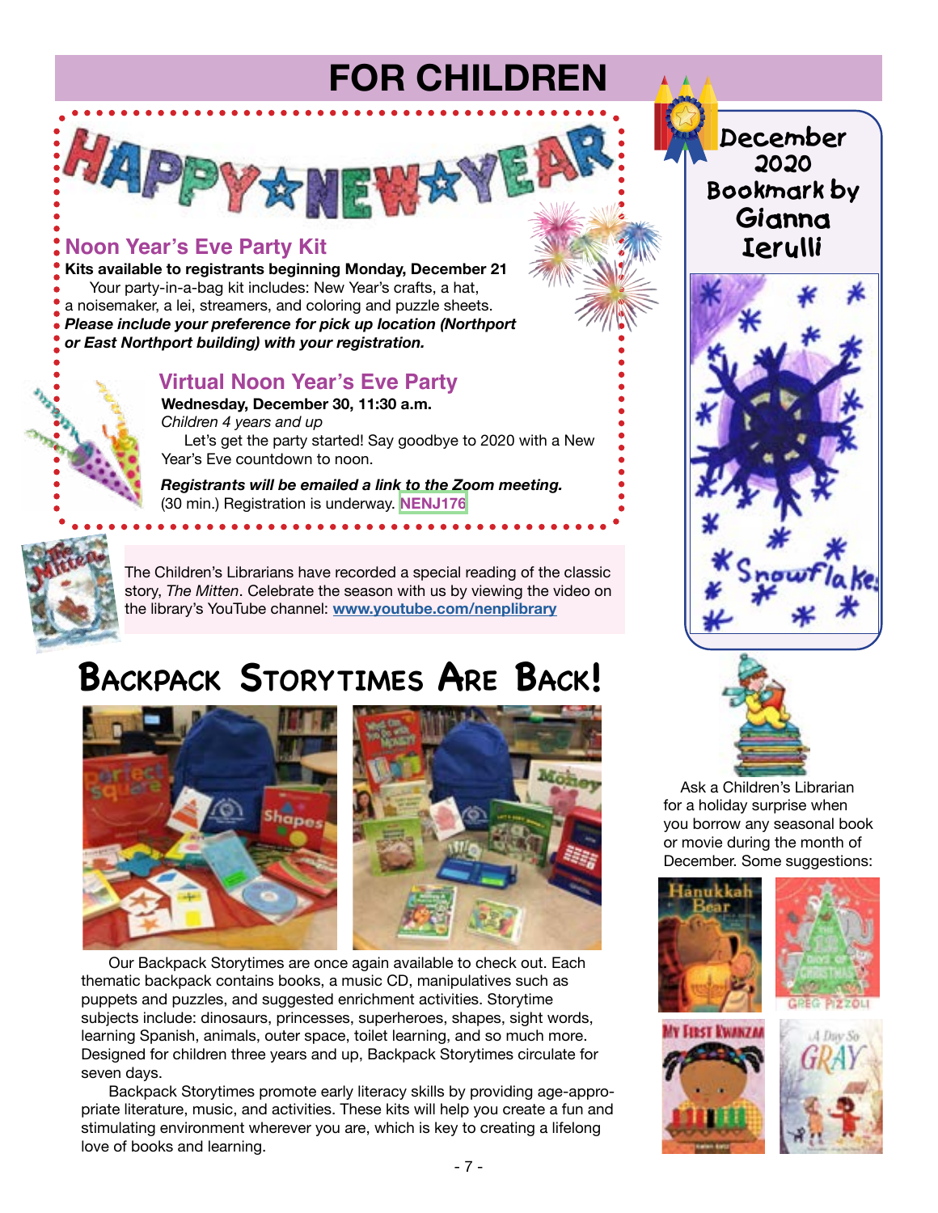# FOR CHILDREN

HAPPY NEW YEAR

## Noon Year's Eve Party Kit

**Kits available to registrants beginning Monday, December 21**

Your party-in-a-bag kit includes: New Year's crafts, a hat, a noisemaker, a lei, streamers, and coloring and puzzle sheets. ***Please include your preference for pick up location (Northport or East Northport building) with your registration.***

## Virtual Noon Year's Eve Party

**Wednesday, December 30, 11:30 a.m.**

*Children 4 years and up*

Let's get the party started! Say goodbye to 2020 with a New Year's Eve countdown to noon.

***Registrants will be emailed a link to the Zoom meeting.***
(30 min.) Registration is underway. **NENJ176**

The Children's Librarians have recorded a special reading of the classic story, *The Mitten*. Celebrate the season with us by viewing the video on the library's YouTube channel: **www.youtube.com/nenplibrary**

## Backpack Storytimes Are Back!

Our Backpack Storytimes are once again available to check out. Each thematic backpack contains books, a music CD, manipulatives such as puppets and puzzles, and suggested enrichment activities. Storytime subjects include: dinosaurs, princesses, superheroes, shapes, sight words, learning Spanish, animals, outer space, toilet learning, and so much more. Designed for children three years and up, Backpack Storytimes circulate for seven days.

Backpack Storytimes promote early literacy skills by providing age-appropriate literature, music, and activities. These kits will help you create a fun and stimulating environment wherever you are, which is key to creating a lifelong love of books and learning.

## December 2020 Bookmark by Gianna Ierulli

Snowflakes

Ask a Children's Librarian for a holiday surprise when you borrow any seasonal book or movie during the month of December. Some suggestions: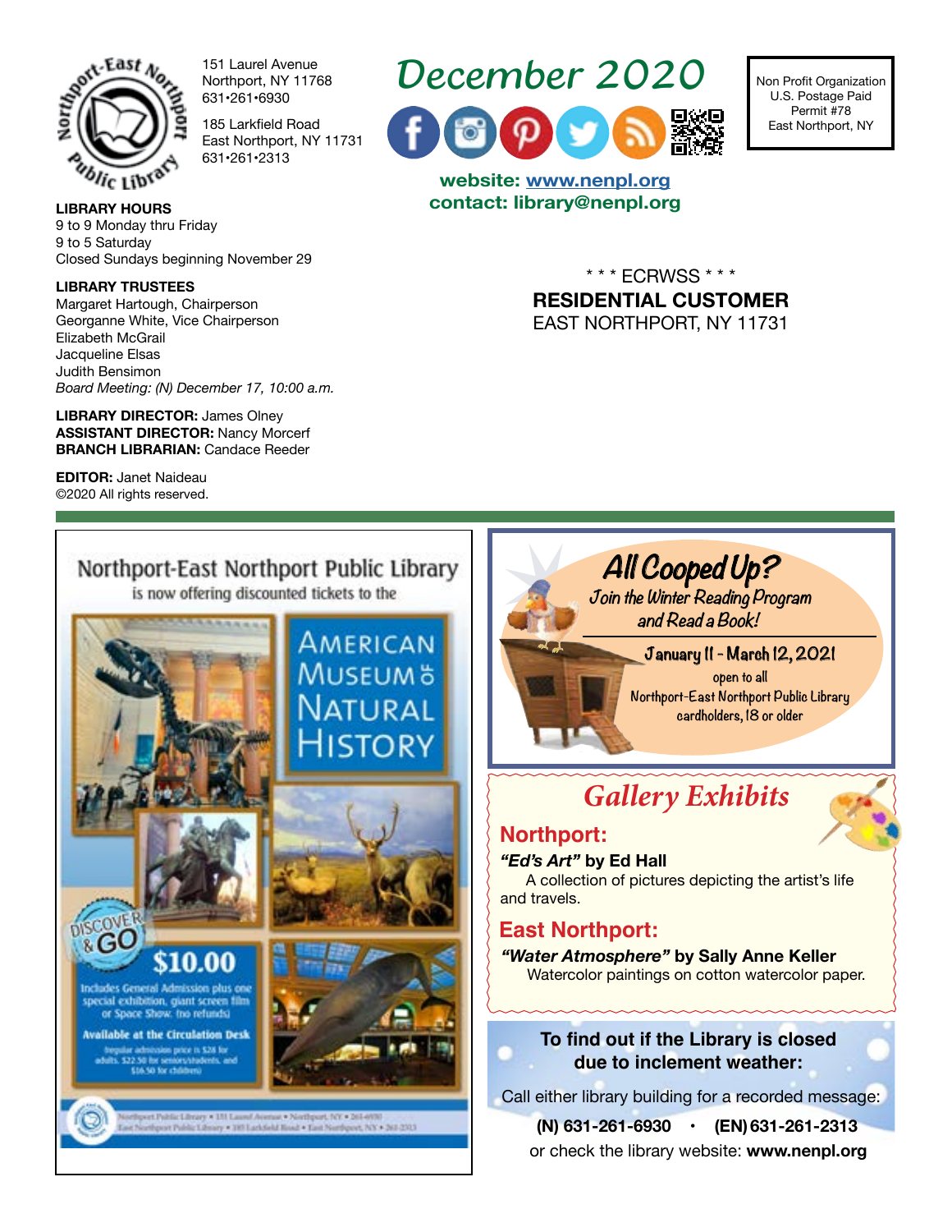Northport-East Northport Public Library

151 Laurel Avenue
Northport, NY 11768
631•261•6930

185 Larkfield Road
East Northport, NY 11731
631•261•2313

# December 2020

**website: www.nenpl.org**
**contact: library@nenpl.org**

Non Profit Organization
U.S. Postage Paid
Permit #78
East Northport, NY

**LIBRARY HOURS**
9 to 9 Monday thru Friday
9 to 5 Saturday
Closed Sundays beginning November 29

**LIBRARY TRUSTEES**
Margaret Hartough, Chairperson
Georganne White, Vice Chairperson
Elizabeth McGrail
Jacqueline Elsas
Judith Bensimon
*Board Meeting: (N) December 17, 10:00 a.m.*

**LIBRARY DIRECTOR:** James Olney
**ASSISTANT DIRECTOR:** Nancy Morcerf
**BRANCH LIBRARIAN:** Candace Reeder

**EDITOR:** Janet Naideau
©2020 All rights reserved.

\* \* \* ECRWSS \* \* \*
**RESIDENTIAL CUSTOMER**
EAST NORTHPORT, NY 11731

## Northport-East Northport Public Library

is now offering discounted tickets to the

### American Museum of Natural History

Discover & Go

**$10.00**

Includes General Admission plus one special exhibition, giant screen film or Space Show. (no refunds)

**Available at the Circulation Desk**

(regular admission price is $28 for adults, $22.50 for seniors/students, and $16.50 for children)

Northport Public Library • 151 Laurel Avenue • Northport, NY • 261-6930
East Northport Public Library • 185 Larkfield Road • East Northport, NY • 261-2313

## All Cooped Up?

*Join the Winter Reading Program and Read a Book!*

**January 11 - March 12, 2021**

open to all Northport-East Northport Public Library cardholders, 18 or older

## Gallery Exhibits

### Northport:

***"Ed's Art"* by Ed Hall**

A collection of pictures depicting the artist's life and travels.

### East Northport:

***"Water Atmosphere"* by Sally Anne Keller**

Watercolor paintings on cotton watercolor paper.

**To find out if the Library is closed due to inclement weather:**

Call either library building for a recorded message:

**(N) 631-261-6930 • (EN) 631-261-2313**

or check the library website: **www.nenpl.org**